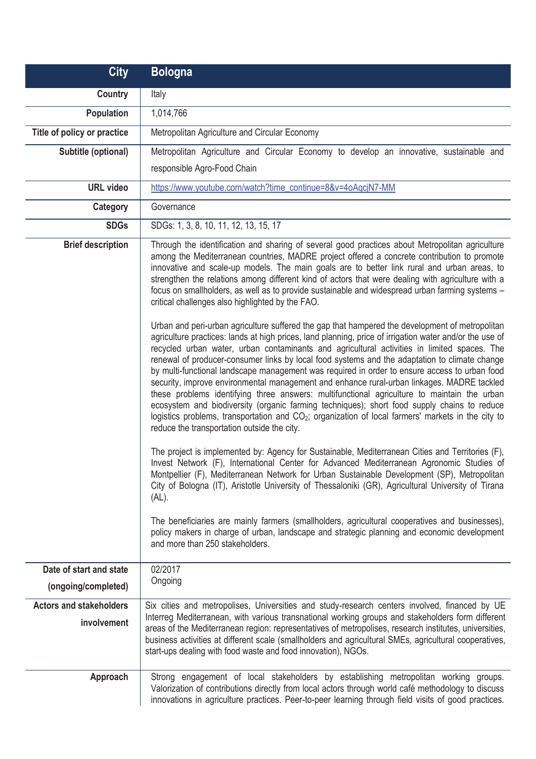| City | Bologna |
|---|---|
| Country | Italy |
| Population | 1,014,766 |
| Title of policy or practice | Metropolitan Agriculture and Circular Economy |
| Subtitle (optional) | Metropolitan Agriculture and Circular Economy to develop an innovative, sustainable and responsible Agro-Food Chain |
| URL video | https://www.youtube.com/watch?time_continue=8&v=4oAqcjN7-MM |
| Category | Governance |
| SDGs | SDGs: 1, 3, 8, 10, 11, 12, 13, 15, 17 |
| Brief description | Through the identification and sharing of several good practices about Metropolitan agriculture among the Mediterranean countries, MADRE project offered a concrete contribution to promote innovative and scale-up models. The main goals are to better link rural and urban areas, to strengthen the relations among different kind of actors that were dealing with agriculture with a focus on smallholders, as well as to provide sustainable and widespread urban farming systems – critical challenges also highlighted by the FAO.<br><br>Urban and peri-urban agriculture suffered the gap that hampered the development of metropolitan agriculture practices: lands at high prices, land planning, price of irrigation water and/or the use of recycled urban water, urban contaminants and agricultural activities in limited spaces. The renewal of producer-consumer links by local food systems and the adaptation to climate change by multi-functional landscape management was required in order to ensure access to urban food security, improve environmental management and enhance rural-urban linkages. MADRE tackled these problems identifying three answers: multifunctional agriculture to maintain the urban ecosystem and biodiversity (organic farming techniques); short food supply chains to reduce logistics problems, transportation and $CO_2$; organization of local farmers' markets in the city to reduce the transportation outside the city.<br><br>The project is implemented by: Agency for Sustainable, Mediterranean Cities and Territories (F), Invest Network (F), International Center for Advanced Mediterranean Agronomic Studies of Montpellier (F), Mediterranean Network for Urban Sustainable Development (SP), Metropolitan City of Bologna (IT), Aristotle University of Thessaloniki (GR), Agricultural University of Tirana (AL).<br><br>The beneficiaries are mainly farmers (smallholders, agricultural cooperatives and businesses), policy makers in charge of urban, landscape and strategic planning and economic development and more than 250 stakeholders. |
| Date of start and state (ongoing/completed) | 02/2017<br>Ongoing |
| Actors and stakeholders involvement | Six cities and metropolises, Universities and study-research centers involved, financed by UE Interreg Mediterranean, with various transnational working groups and stakeholders form different areas of the Mediterranean region: representatives of metropolises, research institutes, universities, business activities at different scale (smallholders and agricultural SMEs, agricultural cooperatives, start-ups dealing with food waste and food innovation), NGOs. |
| Approach | Strong engagement of local stakeholders by establishing metropolitan working groups. Valorization of contributions directly from local actors through world café methodology to discuss innovations in agriculture practices. Peer-to-peer learning through field visits of good practices. |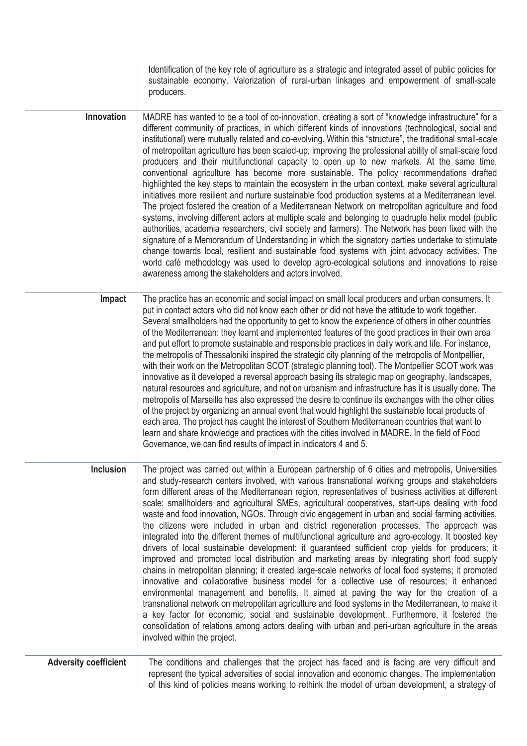| | |
|---|---|
| | Identification of the key role of agriculture as a strategic and integrated asset of public policies for sustainable economy. Valorization of rural-urban linkages and empowerment of small-scale producers. |
| **Innovation** | MADRE has wanted to be a tool of co-innovation, creating a sort of "knowledge infrastructure" for a different community of practices, in which different kinds of innovations (technological, social and institutional) were mutually related and co-evolving. Within this "structure", the traditional small-scale of metropolitan agriculture has been scaled-up, improving the professional ability of small-scale food producers and their multifunctional capacity to open up to new markets. At the same time, conventional agriculture has become more sustainable. The policy recommendations drafted highlighted the key steps to maintain the ecosystem in the urban context, make several agricultural initiatives more resilient and nurture sustainable food production systems at a Mediterranean level. The project fostered the creation of a Mediterranean Network on metropolitan agriculture and food systems, involving different actors at multiple scale and belonging to quadruple helix model (public authorities, academia researchers, civil society and farmers). The Network has been fixed with the signature of a Memorandum of Understanding in which the signatory parties undertake to stimulate change towards local, resilient and sustainable food systems with joint advocacy activities. The world café methodology was used to develop agro-ecological solutions and innovations to raise awareness among the stakeholders and actors involved. |
| **Impact** | The practice has an economic and social impact on small local producers and urban consumers. It put in contact actors who did not know each other or did not have the attitude to work together. Several smallholders had the opportunity to get to know the experience of others in other countries of the Mediterranean: they learnt and implemented features of the good practices in their own area and put effort to promote sustainable and responsible practices in daily work and life. For instance, the metropolis of Thessaloniki inspired the strategic city planning of the metropolis of Montpellier, with their work on the Metropolitan SCOT (strategic planning tool). The Montpellier SCOT work was innovative as it developed a reversal approach basing its strategic map on geography, landscapes, natural resources and agriculture, and not on urbanism and infrastructure has it is usually done. The metropolis of Marseille has also expressed the desire to continue its exchanges with the other cities of the project by organizing an annual event that would highlight the sustainable local products of each area. The project has caught the interest of Southern Mediterranean countries that want to learn and share knowledge and practices with the cities involved in MADRE. In the field of Food Governance, we can find results of impact in indicators 4 and 5. |
| **Inclusion** | The project was carried out within a European partnership of 6 cities and metropolis, Universities and study-research centers involved, with various transnational working groups and stakeholders form different areas of the Mediterranean region, representatives of business activities at different scale: smallholders and agricultural SMEs, agricultural cooperatives, start-ups dealing with food waste and food innovation, NGOs. Through civic engagement in urban and social farming activities, the citizens were included in urban and district regeneration processes. The approach was integrated into the different themes of multifunctional agriculture and agro-ecology. It boosted key drivers of local sustainable development: it guaranteed sufficient crop yields for producers; it improved and promoted local distribution and marketing areas by integrating short food supply chains in metropolitan planning; it created large-scale networks of local food systems; it promoted innovative and collaborative business model for a collective use of resources; it enhanced environmental management and benefits. It aimed at paving the way for the creation of a transnational network on metropolitan agriculture and food systems in the Mediterranean, to make it a key factor for economic, social and sustainable development. Furthermore, it fostered the consolidation of relations among actors dealing with urban and peri-urban agriculture in the areas involved within the project. |
| **Adversity coefficient** | The conditions and challenges that the project has faced and is facing are very difficult and represent the typical adversities of social innovation and economic changes. The implementation of this kind of policies means working to rethink the model of urban development, a strategy of |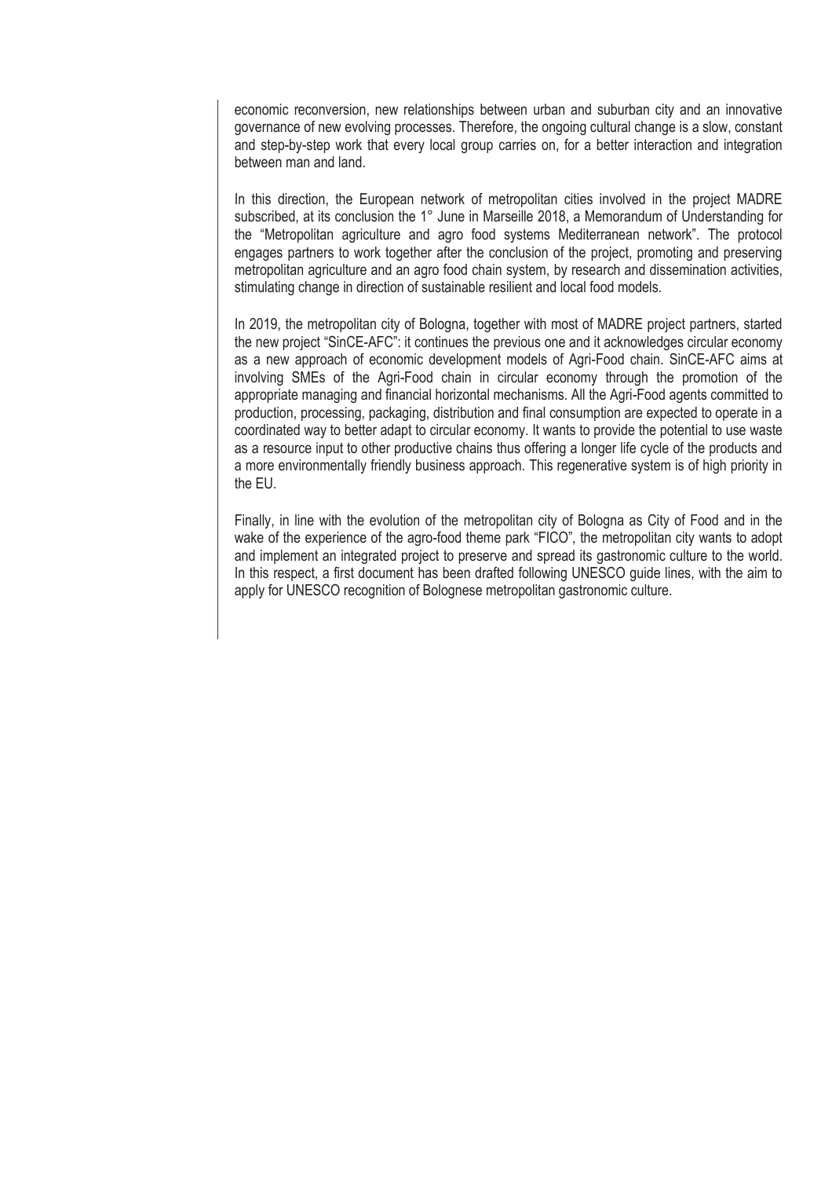economic reconversion, new relationships between urban and suburban city and an innovative governance of new evolving processes. Therefore, the ongoing cultural change is a slow, constant and step-by-step work that every local group carries on, for a better interaction and integration between man and land.

In this direction, the European network of metropolitan cities involved in the project MADRE subscribed, at its conclusion the 1° June in Marseille 2018, a Memorandum of Understanding for the "Metropolitan agriculture and agro food systems Mediterranean network". The protocol engages partners to work together after the conclusion of the project, promoting and preserving metropolitan agriculture and an agro food chain system, by research and dissemination activities, stimulating change in direction of sustainable resilient and local food models.

In 2019, the metropolitan city of Bologna, together with most of MADRE project partners, started the new project "SinCE-AFC": it continues the previous one and it acknowledges circular economy as a new approach of economic development models of Agri-Food chain. SinCE-AFC aims at involving SMEs of the Agri-Food chain in circular economy through the promotion of the appropriate managing and financial horizontal mechanisms. All the Agri-Food agents committed to production, processing, packaging, distribution and final consumption are expected to operate in a coordinated way to better adapt to circular economy. It wants to provide the potential to use waste as a resource input to other productive chains thus offering a longer life cycle of the products and a more environmentally friendly business approach. This regenerative system is of high priority in the EU.

Finally, in line with the evolution of the metropolitan city of Bologna as City of Food and in the wake of the experience of the agro-food theme park "FICO", the metropolitan city wants to adopt and implement an integrated project to preserve and spread its gastronomic culture to the world. In this respect, a first document has been drafted following UNESCO guide lines, with the aim to apply for UNESCO recognition of Bolognese metropolitan gastronomic culture.